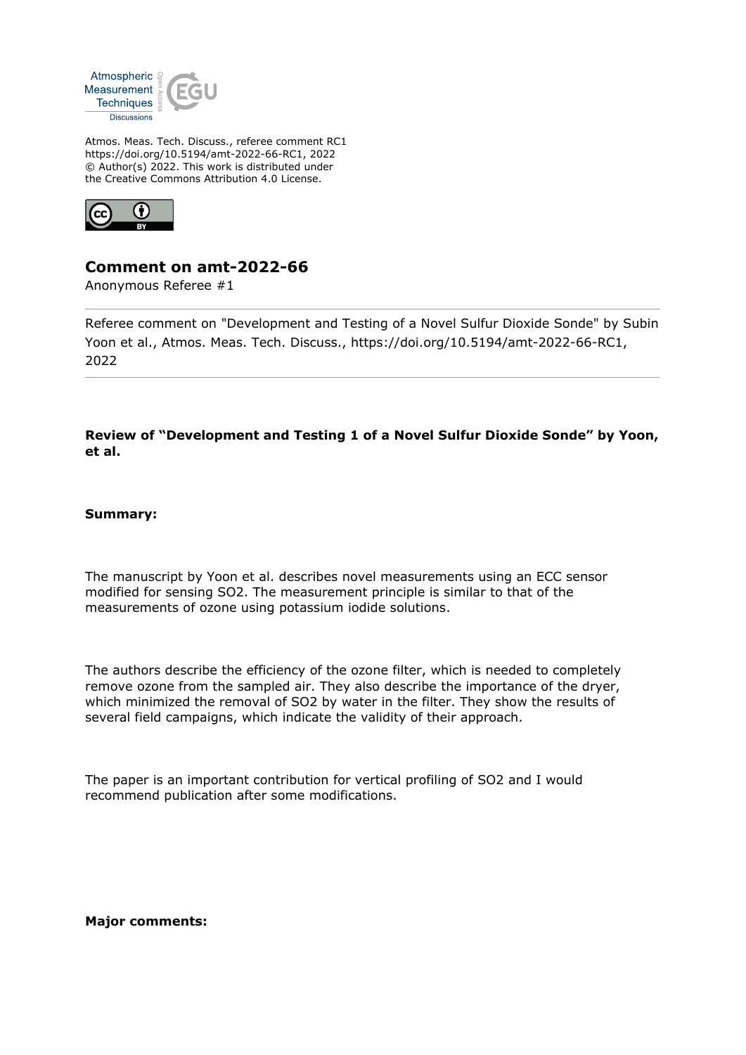Atmospheric Measurement Techniques Discussions

Atmos. Meas. Tech. Discuss., referee comment RC1
https://doi.org/10.5194/amt-2022-66-RC1, 2022
© Author(s) 2022. This work is distributed under
the Creative Commons Attribution 4.0 License.

# Comment on amt-2022-66

Anonymous Referee #1

---

Referee comment on "Development and Testing of a Novel Sulfur Dioxide Sonde" by Subin Yoon et al., Atmos. Meas. Tech. Discuss., https://doi.org/10.5194/amt-2022-66-RC1, 2022

---

**Review of "Development and Testing 1 of a Novel Sulfur Dioxide Sonde" by Yoon, et al.**

**Summary:**

The manuscript by Yoon et al. describes novel measurements using an ECC sensor modified for sensing SO2. The measurement principle is similar to that of the measurements of ozone using potassium iodide solutions.

The authors describe the efficiency of the ozone filter, which is needed to completely remove ozone from the sampled air. They also describe the importance of the dryer, which minimized the removal of SO2 by water in the filter. They show the results of several field campaigns, which indicate the validity of their approach.

The paper is an important contribution for vertical profiling of SO2 and I would recommend publication after some modifications.

**Major comments:**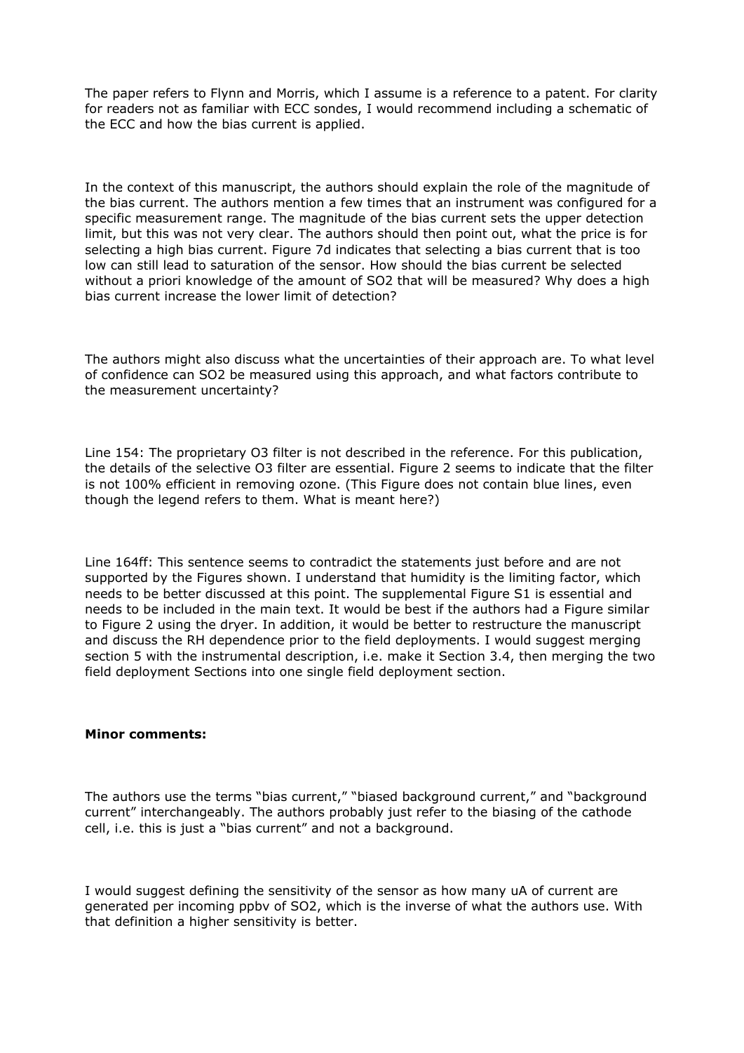The paper refers to Flynn and Morris, which I assume is a reference to a patent. For clarity for readers not as familiar with ECC sondes, I would recommend including a schematic of the ECC and how the bias current is applied.

In the context of this manuscript, the authors should explain the role of the magnitude of the bias current. The authors mention a few times that an instrument was configured for a specific measurement range. The magnitude of the bias current sets the upper detection limit, but this was not very clear. The authors should then point out, what the price is for selecting a high bias current. Figure 7d indicates that selecting a bias current that is too low can still lead to saturation of the sensor. How should the bias current be selected without a priori knowledge of the amount of $SO_2$ that will be measured? Why does a high bias current increase the lower limit of detection?

The authors might also discuss what the uncertainties of their approach are. To what level of confidence can $SO_2$ be measured using this approach, and what factors contribute to the measurement uncertainty?

Line 154: The proprietary $O_3$ filter is not described in the reference. For this publication, the details of the selective $O_3$ filter are essential. Figure 2 seems to indicate that the filter is not 100% efficient in removing ozone. (This Figure does not contain blue lines, even though the legend refers to them. What is meant here?)

Line 164ff: This sentence seems to contradict the statements just before and are not supported by the Figures shown. I understand that humidity is the limiting factor, which needs to be better discussed at this point. The supplemental Figure S1 is essential and needs to be included in the main text. It would be best if the authors had a Figure similar to Figure 2 using the dryer. In addition, it would be better to restructure the manuscript and discuss the RH dependence prior to the field deployments. I would suggest merging section 5 with the instrumental description, i.e. make it Section 3.4, then merging the two field deployment Sections into one single field deployment section.

**Minor comments:**

The authors use the terms "bias current," "biased background current," and "background current" interchangeably. The authors probably just refer to the biasing of the cathode cell, i.e. this is just a "bias current" and not a background.

I would suggest defining the sensitivity of the sensor as how many uA of current are generated per incoming ppbv of $SO_2$, which is the inverse of what the authors use. With that definition a higher sensitivity is better.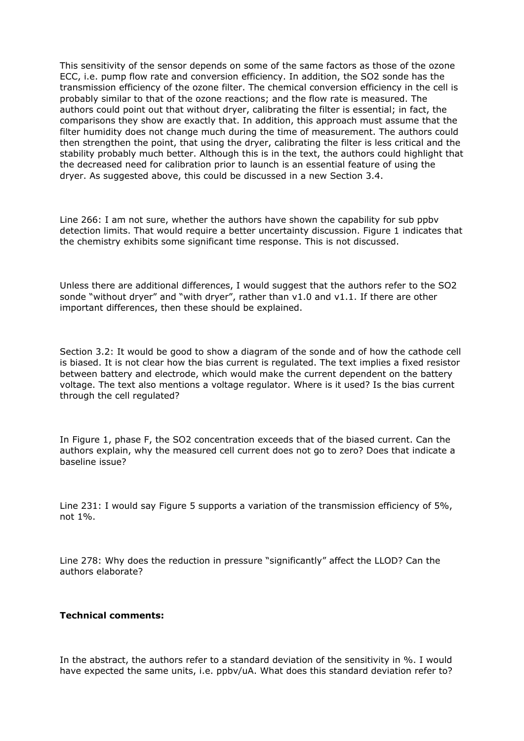This sensitivity of the sensor depends on some of the same factors as those of the ozone ECC, i.e. pump flow rate and conversion efficiency. In addition, the $SO_2$ sonde has the transmission efficiency of the ozone filter. The chemical conversion efficiency in the cell is probably similar to that of the ozone reactions; and the flow rate is measured. The authors could point out that without dryer, calibrating the filter is essential; in fact, the comparisons they show are exactly that. In addition, this approach must assume that the filter humidity does not change much during the time of measurement. The authors could then strengthen the point, that using the dryer, calibrating the filter is less critical and the stability probably much better. Although this is in the text, the authors could highlight that the decreased need for calibration prior to launch is an essential feature of using the dryer. As suggested above, this could be discussed in a new Section 3.4.

Line 266: I am not sure, whether the authors have shown the capability for sub ppbv detection limits. That would require a better uncertainty discussion. Figure 1 indicates that the chemistry exhibits some significant time response. This is not discussed.

Unless there are additional differences, I would suggest that the authors refer to the $SO_2$ sonde "without dryer" and "with dryer", rather than v1.0 and v1.1. If there are other important differences, then these should be explained.

Section 3.2: It would be good to show a diagram of the sonde and of how the cathode cell is biased. It is not clear how the bias current is regulated. The text implies a fixed resistor between battery and electrode, which would make the current dependent on the battery voltage. The text also mentions a voltage regulator. Where is it used? Is the bias current through the cell regulated?

In Figure 1, phase F, the $SO_2$ concentration exceeds that of the biased current. Can the authors explain, why the measured cell current does not go to zero? Does that indicate a baseline issue?

Line 231: I would say Figure 5 supports a variation of the transmission efficiency of 5%, not 1%.

Line 278: Why does the reduction in pressure "significantly" affect the LLOD? Can the authors elaborate?

**Technical comments:**

In the abstract, the authors refer to a standard deviation of the sensitivity in %. I would have expected the same units, i.e. ppbv/uA. What does this standard deviation refer to?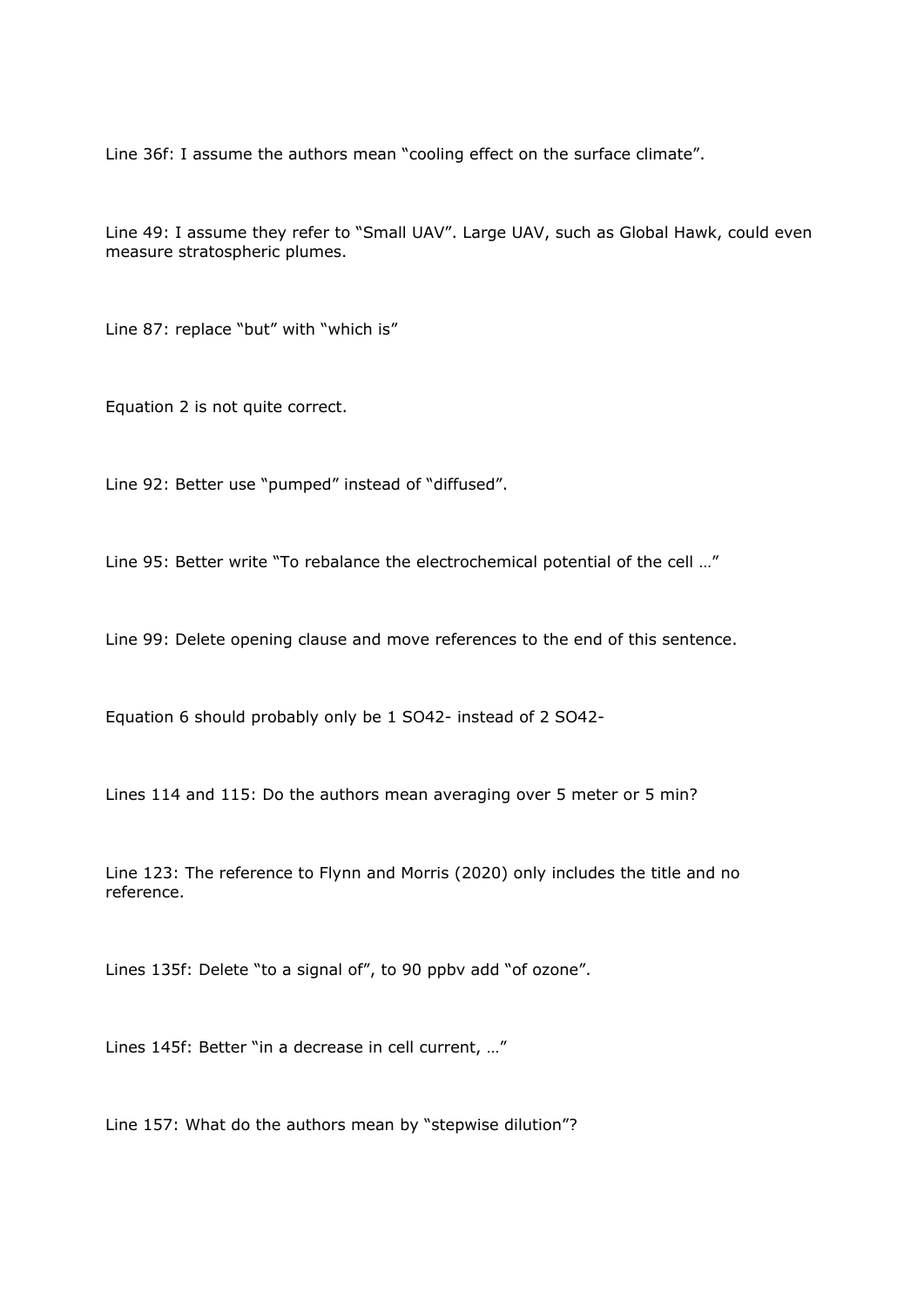Line 36f: I assume the authors mean "cooling effect on the surface climate".

Line 49: I assume they refer to "Small UAV". Large UAV, such as Global Hawk, could even measure stratospheric plumes.

Line 87: replace "but" with "which is"

Equation 2 is not quite correct.

Line 92: Better use "pumped" instead of "diffused".

Line 95: Better write "To rebalance the electrochemical potential of the cell …"

Line 99: Delete opening clause and move references to the end of this sentence.

Equation 6 should probably only be 1 $SO_4^{2-}$ instead of 2 $SO_4^{2-}$

Lines 114 and 115: Do the authors mean averaging over 5 meter or 5 min?

Line 123: The reference to Flynn and Morris (2020) only includes the title and no reference.

Lines 135f: Delete "to a signal of", to 90 ppbv add "of ozone".

Lines 145f: Better "in a decrease in cell current, …"

Line 157: What do the authors mean by "stepwise dilution"?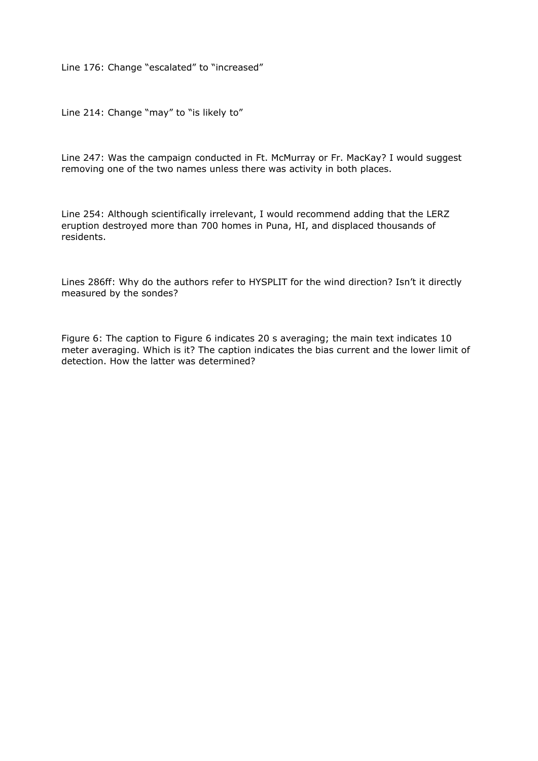Line 176: Change “escalated” to “increased”

Line 214: Change “may” to “is likely to”

Line 247: Was the campaign conducted in Ft. McMurray or Fr. MacKay? I would suggest removing one of the two names unless there was activity in both places.

Line 254: Although scientifically irrelevant, I would recommend adding that the LERZ eruption destroyed more than 700 homes in Puna, HI, and displaced thousands of residents.

Lines 286ff: Why do the authors refer to HYSPLIT for the wind direction? Isn’t it directly measured by the sondes?

Figure 6: The caption to Figure 6 indicates 20 s averaging; the main text indicates 10 meter averaging. Which is it? The caption indicates the bias current and the lower limit of detection. How the latter was determined?